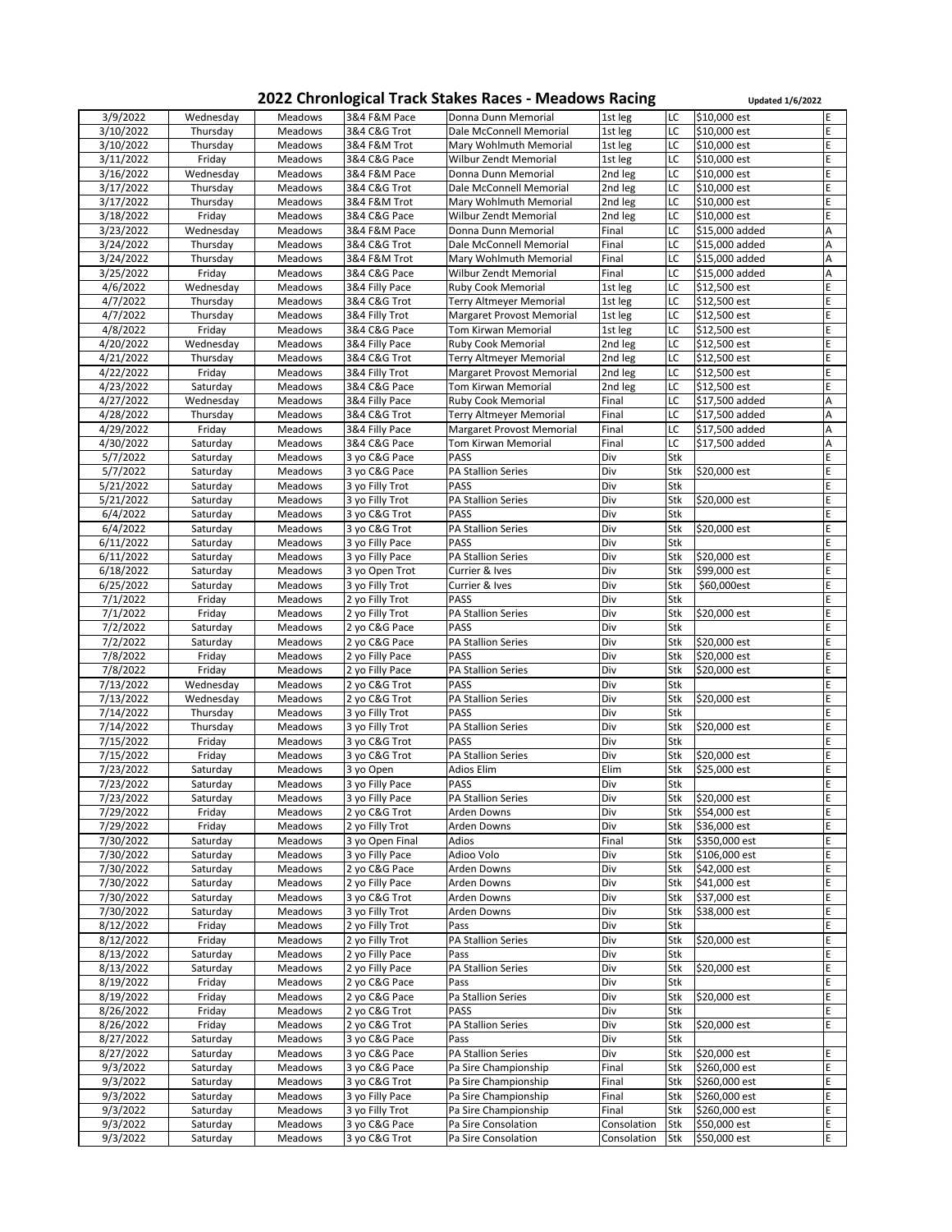# 2022 Chronological Track Stakes Races - Meadows Racing

**Updated 1/6/2022**

| | | | | | | | | |
|---|---|---|---|---|---|---|---|---|
| 3/9/2022 | Wednesday | Meadows | 3&4 F&M Pace | Donna Dunn Memorial | 1st leg | LC | $10,000 est | E |
| 3/10/2022 | Thursday | Meadows | 3&4 C&G Trot | Dale McConnell Memorial | 1st leg | LC | $10,000 est | E |
| 3/10/2022 | Thursday | Meadows | 3&4 F&M Trot | Mary Wohlmuth Memorial | 1st leg | LC | $10,000 est | E |
| 3/11/2022 | Friday | Meadows | 3&4 C&G Pace | Wilbur Zendt Memorial | 1st leg | LC | $10,000 est | E |
| 3/16/2022 | Wednesday | Meadows | 3&4 F&M Pace | Donna Dunn Memorial | 2nd leg | LC | $10,000 est | E |
| 3/17/2022 | Thursday | Meadows | 3&4 C&G Trot | Dale McConnell Memorial | 2nd leg | LC | $10,000 est | E |
| 3/17/2022 | Thursday | Meadows | 3&4 F&M Trot | Mary Wohlmuth Memorial | 2nd leg | LC | $10,000 est | E |
| 3/18/2022 | Friday | Meadows | 3&4 C&G Pace | Wilbur Zendt Memorial | 2nd leg | LC | $10,000 est | E |
| 3/23/2022 | Wednesday | Meadows | 3&4 F&M Pace | Donna Dunn Memorial | Final | LC | $15,000 added | A |
| 3/24/2022 | Thursday | Meadows | 3&4 C&G Trot | Dale McConnell Memorial | Final | LC | $15,000 added | A |
| 3/24/2022 | Thursday | Meadows | 3&4 F&M Trot | Mary Wohlmuth Memorial | Final | LC | $15,000 added | A |
| 3/25/2022 | Friday | Meadows | 3&4 C&G Pace | Wilbur Zendt Memorial | Final | LC | $15,000 added | A |
| 4/6/2022 | Wednesday | Meadows | 3&4 Filly Pace | Ruby Cook Memorial | 1st leg | LC | $12,500 est | E |
| 4/7/2022 | Thursday | Meadows | 3&4 C&G Trot | Terry Altmeyer Memorial | 1st leg | LC | $12,500 est | E |
| 4/7/2022 | Thursday | Meadows | 3&4 Filly Trot | Margaret Provost Memorial | 1st leg | LC | $12,500 est | E |
| 4/8/2022 | Friday | Meadows | 3&4 C&G Pace | Tom Kirwan Memorial | 1st leg | LC | $12,500 est | E |
| 4/20/2022 | Wednesday | Meadows | 3&4 Filly Pace | Ruby Cook Memorial | 2nd leg | LC | $12,500 est | E |
| 4/21/2022 | Thursday | Meadows | 3&4 C&G Trot | Terry Altmeyer Memorial | 2nd leg | LC | $12,500 est | E |
| 4/22/2022 | Friday | Meadows | 3&4 Filly Trot | Margaret Provost Memorial | 2nd leg | LC | $12,500 est | E |
| 4/23/2022 | Saturday | Meadows | 3&4 C&G Pace | Tom Kirwan Memorial | 2nd leg | LC | $12,500 est | E |
| 4/27/2022 | Wednesday | Meadows | 3&4 Filly Pace | Ruby Cook Memorial | Final | LC | $17,500 added | A |
| 4/28/2022 | Thursday | Meadows | 3&4 C&G Trot | Terry Altmeyer Memorial | Final | LC | $17,500 added | A |
| 4/29/2022 | Friday | Meadows | 3&4 Filly Pace | Margaret Provost Memorial | Final | LC | $17,500 added | A |
| 4/30/2022 | Saturday | Meadows | 3&4 C&G Pace | Tom Kirwan Memorial | Final | LC | $17,500 added | A |
| 5/7/2022 | Saturday | Meadows | 3 yo C&G Pace | PASS | Div | Stk | | E |
| 5/7/2022 | Saturday | Meadows | 3 yo C&G Pace | PA Stallion Series | Div | Stk | $20,000 est | E |
| 5/21/2022 | Saturday | Meadows | 3 yo Filly Trot | PASS | Div | Stk | | E |
| 5/21/2022 | Saturday | Meadows | 3 yo Filly Trot | PA Stallion Series | Div | Stk | $20,000 est | E |
| 6/4/2022 | Saturday | Meadows | 3 yo C&G Trot | PASS | Div | Stk | | E |
| 6/4/2022 | Saturday | Meadows | 3 yo C&G Trot | PA Stallion Series | Div | Stk | $20,000 est | E |
| 6/11/2022 | Saturday | Meadows | 3 yo Filly Pace | PASS | Div | Stk | | E |
| 6/11/2022 | Saturday | Meadows | 3 yo Filly Pace | PA Stallion Series | Div | Stk | $20,000 est | E |
| 6/18/2022 | Saturday | Meadows | 3 yo Open Trot | Currier & Ives | Div | Stk | $99,000 est | E |
| 6/25/2022 | Saturday | Meadows | 3 yo Filly Trot | Currier & Ives | Div | Stk | $60,000est | E |
| 7/1/2022 | Friday | Meadows | 2 yo Filly Trot | PASS | Div | Stk | | E |
| 7/1/2022 | Friday | Meadows | 2 yo Filly Trot | PA Stallion Series | Div | Stk | $20,000 est | E |
| 7/2/2022 | Saturday | Meadows | 2 yo C&G Pace | PASS | Div | Stk | | E |
| 7/2/2022 | Saturday | Meadows | 2 yo C&G Pace | PA Stallion Series | Div | Stk | $20,000 est | E |
| 7/8/2022 | Friday | Meadows | 2 yo Filly Pace | PASS | Div | Stk | $20,000 est | E |
| 7/8/2022 | Friday | Meadows | 2 yo Filly Pace | PA Stallion Series | Div | Stk | $20,000 est | E |
| 7/13/2022 | Wednesday | Meadows | 2 yo C&G Trot | PASS | Div | Stk | | E |
| 7/13/2022 | Wednesday | Meadows | 2 yo C&G Trot | PA Stallion Series | Div | Stk | $20,000 est | E |
| 7/14/2022 | Thursday | Meadows | 3 yo Filly Trot | PASS | Div | Stk | | E |
| 7/14/2022 | Thursday | Meadows | 3 yo Filly Trot | PA Stallion Series | Div | Stk | $20,000 est | E |
| 7/15/2022 | Friday | Meadows | 3 yo C&G Trot | PASS | Div | Stk | | E |
| 7/15/2022 | Friday | Meadows | 3 yo C&G Trot | PA Stallion Series | Div | Stk | $20,000 est | E |
| 7/23/2022 | Saturday | Meadows | 3 yo Open | Adios Elim | Elim | Stk | $25,000 est | E |
| 7/23/2022 | Saturday | Meadows | 3 yo Filly Pace | PASS | Div | Stk | | E |
| 7/23/2022 | Saturday | Meadows | 3 yo Filly Pace | PA Stallion Series | Div | Stk | $20,000 est | E |
| 7/29/2022 | Friday | Meadows | 2 yo C&G Trot | Arden Downs | Div | Stk | $54,000 est | E |
| 7/29/2022 | Friday | Meadows | 2 yo Filly Trot | Arden Downs | Div | Stk | $36,000 est | E |
| 7/30/2022 | Saturday | Meadows | 3 yo Open Final | Adios | Final | Stk | $350,000 est | E |
| 7/30/2022 | Saturday | Meadows | 3 yo Filly Pace | Adioo Volo | Div | Stk | $106,000 est | E |
| 7/30/2022 | Saturday | Meadows | 2 yo C&G Pace | Arden Downs | Div | Stk | $42,000 est | E |
| 7/30/2022 | Saturday | Meadows | 2 yo Filly Pace | Arden Downs | Div | Stk | $41,000 est | E |
| 7/30/2022 | Saturday | Meadows | 3 yo C&G Trot | Arden Downs | Div | Stk | $37,000 est | E |
| 7/30/2022 | Saturday | Meadows | 3 yo Filly Trot | Arden Downs | Div | Stk | $38,000 est | E |
| 8/12/2022 | Friday | Meadows | 2 yo Filly Trot | Pass | Div | Stk | | E |
| 8/12/2022 | Friday | Meadows | 2 yo Filly Trot | PA Stallion Series | Div | Stk | $20,000 est | E |
| 8/13/2022 | Saturday | Meadows | 2 yo Filly Pace | Pass | Div | Stk | | E |
| 8/13/2022 | Saturday | Meadows | 2 yo Filly Pace | PA Stallion Series | Div | Stk | $20,000 est | E |
| 8/19/2022 | Friday | Meadows | 2 yo C&G Pace | Pass | Div | Stk | | E |
| 8/19/2022 | Friday | Meadows | 2 yo C&G Pace | Pa Stallion Series | Div | Stk | $20,000 est | E |
| 8/26/2022 | Friday | Meadows | 2 yo C&G Trot | PASS | Div | Stk | | E |
| 8/26/2022 | Friday | Meadows | 2 yo C&G Trot | PA Stallion Series | Div | Stk | $20,000 est | E |
| 8/27/2022 | Saturday | Meadows | 3 yo C&G Pace | Pass | Div | Stk | | |
| 8/27/2022 | Saturday | Meadows | 3 yo C&G Pace | PA Stallion Series | Div | Stk | $20,000 est | E |
| 9/3/2022 | Saturday | Meadows | 3 yo C&G Pace | Pa Sire Championship | Final | Stk | $260,000 est | E |
| 9/3/2022 | Saturday | Meadows | 3 yo C&G Trot | Pa Sire Championship | Final | Stk | $260,000 est | E |
| 9/3/2022 | Saturday | Meadows | 3 yo Filly Pace | Pa Sire Championship | Final | Stk | $260,000 est | E |
| 9/3/2022 | Saturday | Meadows | 3 yo Filly Trot | Pa Sire Championship | Final | Stk | $260,000 est | E |
| 9/3/2022 | Saturday | Meadows | 3 yo C&G Pace | Pa Sire Consolation | Consolation | Stk | $50,000 est | E |
| 9/3/2022 | Saturday | Meadows | 3 yo C&G Trot | Pa Sire Consolation | Consolation | Stk | $50,000 est | E |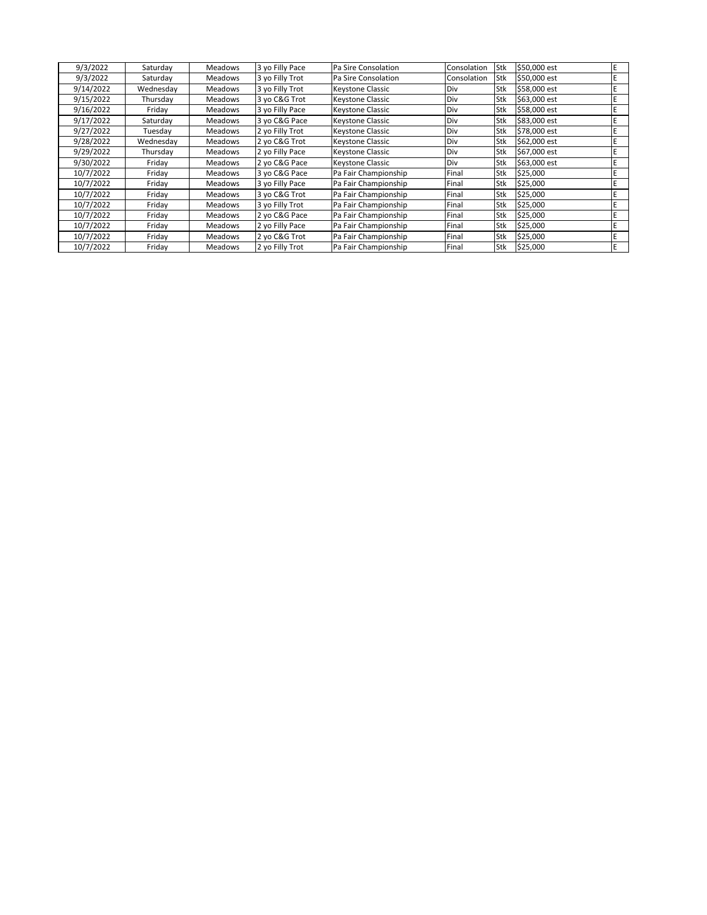| | | | | | | | | |
|---|---|---|---|---|---|---|---|---|
| 9/3/2022 | Saturday | Meadows | 3 yo Filly Pace | Pa Sire Consolation | Consolation | Stk | $50,000 est | E |
| 9/3/2022 | Saturday | Meadows | 3 yo Filly Trot | Pa Sire Consolation | Consolation | Stk | $50,000 est | E |
| 9/14/2022 | Wednesday | Meadows | 3 yo Filly Trot | Keystone Classic | Div | Stk | $58,000 est | E |
| 9/15/2022 | Thursday | Meadows | 3 yo C&G Trot | Keystone Classic | Div | Stk | $63,000 est | E |
| 9/16/2022 | Friday | Meadows | 3 yo Filly Pace | Keystone Classic | Div | Stk | $58,000 est | E |
| 9/17/2022 | Saturday | Meadows | 3 yo C&G Pace | Keystone Classic | Div | Stk | $83,000 est | E |
| 9/27/2022 | Tuesday | Meadows | 2 yo Filly Trot | Keystone Classic | Div | Stk | $78,000 est | E |
| 9/28/2022 | Wednesday | Meadows | 2 yo C&G Trot | Keystone Classic | Div | Stk | $62,000 est | E |
| 9/29/2022 | Thursday | Meadows | 2 yo Filly Pace | Keystone Classic | Div | Stk | $67,000 est | E |
| 9/30/2022 | Friday | Meadows | 2 yo C&G Pace | Keystone Classic | Div | Stk | $63,000 est | E |
| 10/7/2022 | Friday | Meadows | 3 yo C&G Pace | Pa Fair Championship | Final | Stk | $25,000 | E |
| 10/7/2022 | Friday | Meadows | 3 yo Filly Pace | Pa Fair Championship | Final | Stk | $25,000 | E |
| 10/7/2022 | Friday | Meadows | 3 yo C&G Trot | Pa Fair Championship | Final | Stk | $25,000 | E |
| 10/7/2022 | Friday | Meadows | 3 yo Filly Trot | Pa Fair Championship | Final | Stk | $25,000 | E |
| 10/7/2022 | Friday | Meadows | 2 yo C&G Pace | Pa Fair Championship | Final | Stk | $25,000 | E |
| 10/7/2022 | Friday | Meadows | 2 yo Filly Pace | Pa Fair Championship | Final | Stk | $25,000 | E |
| 10/7/2022 | Friday | Meadows | 2 yo C&G Trot | Pa Fair Championship | Final | Stk | $25,000 | E |
| 10/7/2022 | Friday | Meadows | 2 yo Filly Trot | Pa Fair Championship | Final | Stk | $25,000 | E |